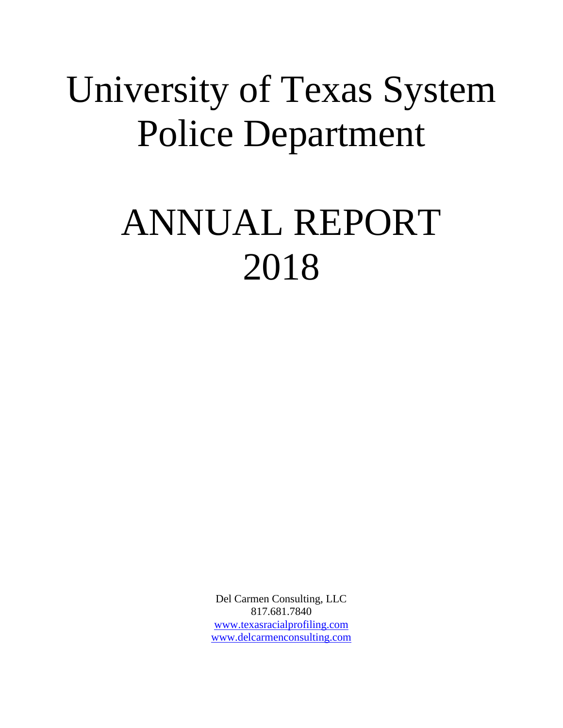# University of Texas System Police Department

# ANNUAL REPORT 2018

Del Carmen Consulting, LLC
817.681.7840
www.texasracialprofiling.com
www.delcarmenconsulting.com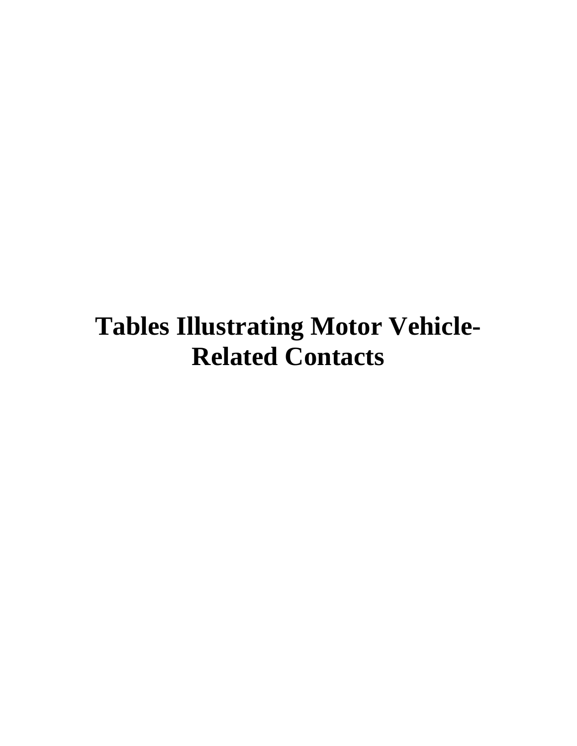# Tables Illustrating Motor Vehicle-Related Contacts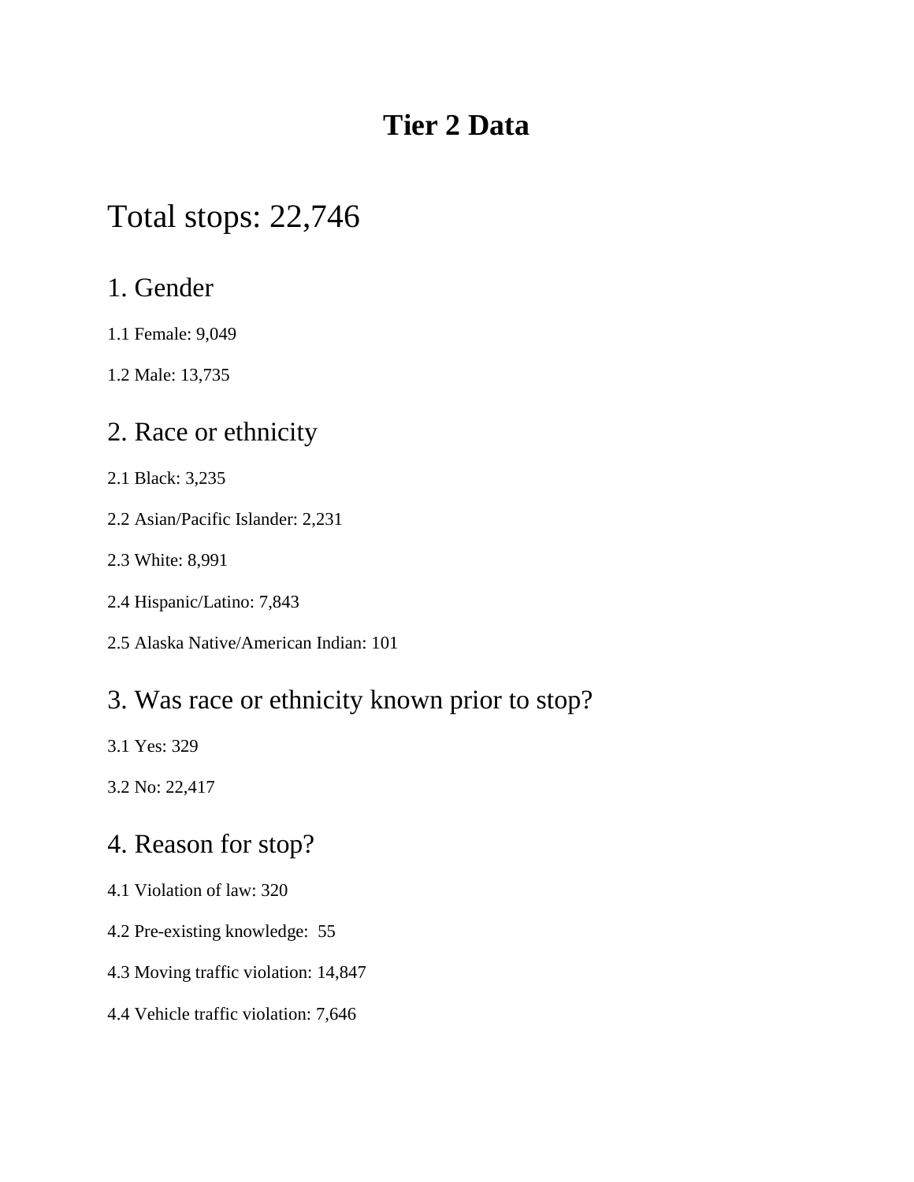# Tier 2 Data

## Total stops: 22,746

### 1. Gender

1.1 Female: 9,049

1.2 Male: 13,735

### 2. Race or ethnicity

2.1 Black: 3,235

2.2 Asian/Pacific Islander: 2,231

2.3 White: 8,991

2.4 Hispanic/Latino: 7,843

2.5 Alaska Native/American Indian: 101

### 3. Was race or ethnicity known prior to stop?

3.1 Yes: 329

3.2 No: 22,417

### 4. Reason for stop?

4.1 Violation of law: 320

4.2 Pre-existing knowledge: 55

4.3 Moving traffic violation: 14,847

4.4 Vehicle traffic violation: 7,646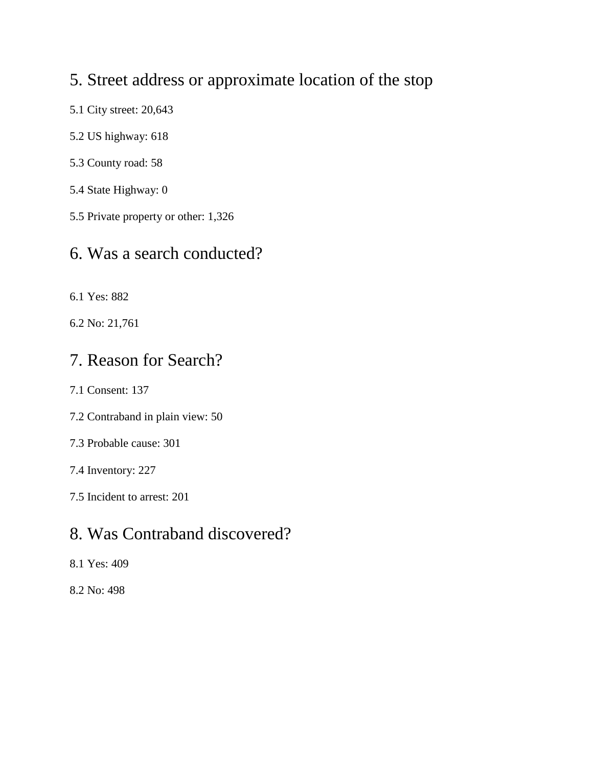## 5. Street address or approximate location of the stop

5.1 City street: 20,643

5.2 US highway: 618

5.3 County road: 58

5.4 State Highway: 0

5.5 Private property or other: 1,326

## 6. Was a search conducted?

6.1 Yes: 882

6.2 No: 21,761

## 7. Reason for Search?

7.1 Consent: 137

7.2 Contraband in plain view: 50

7.3 Probable cause: 301

7.4 Inventory: 227

7.5 Incident to arrest: 201

## 8. Was Contraband discovered?

8.1 Yes: 409

8.2 No: 498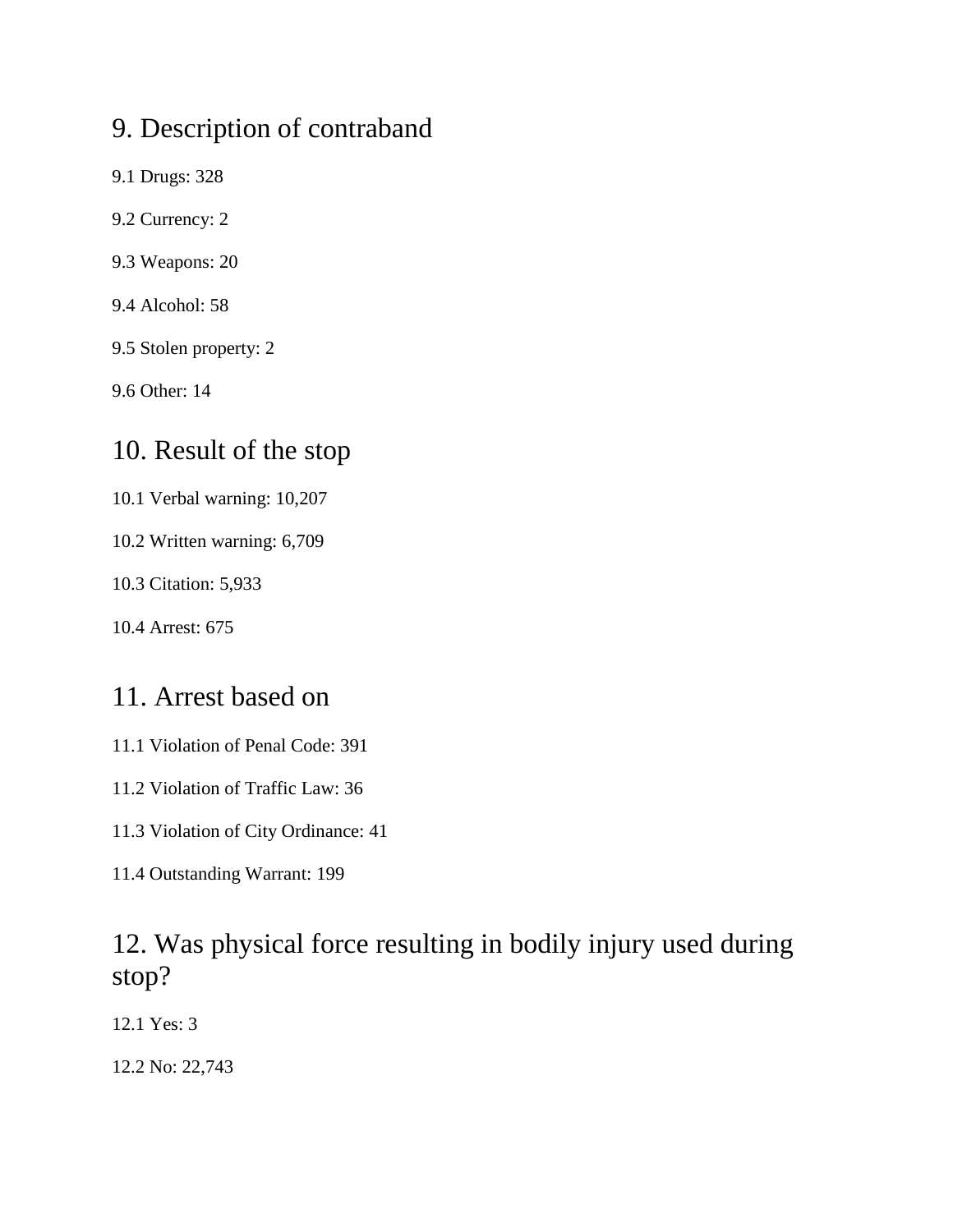## 9. Description of contraband

9.1 Drugs: 328

9.2 Currency: 2

9.3 Weapons: 20

9.4 Alcohol: 58

9.5 Stolen property: 2

9.6 Other: 14

## 10. Result of the stop

10.1 Verbal warning: 10,207

10.2 Written warning: 6,709

10.3 Citation: 5,933

10.4 Arrest: 675

## 11. Arrest based on

11.1 Violation of Penal Code: 391

11.2 Violation of Traffic Law: 36

11.3 Violation of City Ordinance: 41

11.4 Outstanding Warrant: 199

## 12. Was physical force resulting in bodily injury used during stop?

12.1 Yes: 3

12.2 No: 22,743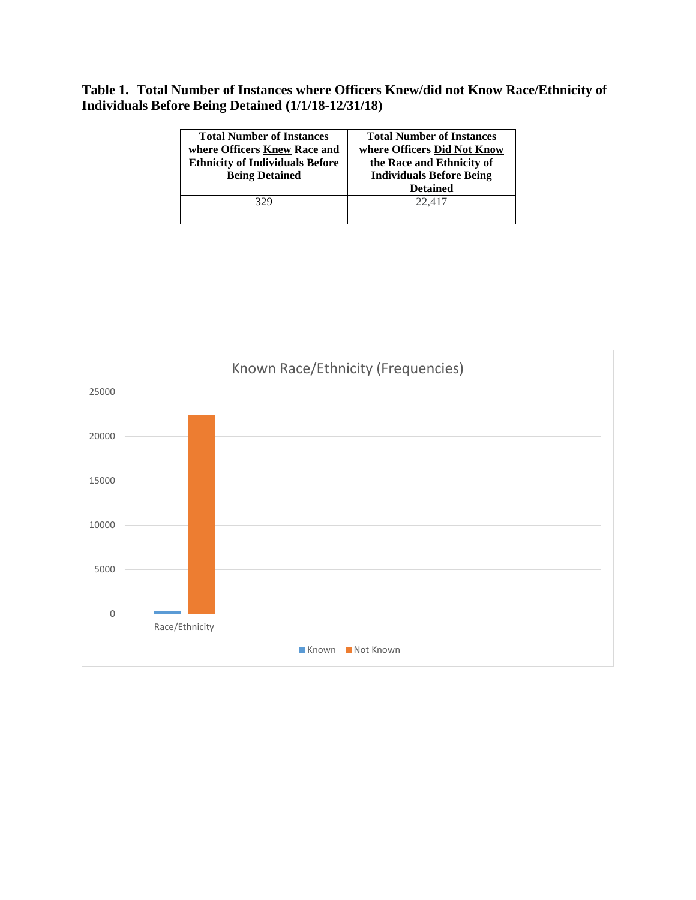**Table 1. Total Number of Instances where Officers Knew/did not Know Race/Ethnicity of Individuals Before Being Detained (1/1/18-12/31/18)**

| Total Number of Instances where Officers Knew Race and Ethnicity of Individuals Before Being Detained | Total Number of Instances where Officers Did Not Know the Race and Ethnicity of Individuals Before Being Detained |
|---|---|
| 329 | 22,417 |

Known Race/Ethnicity (Frequencies)

| | Known | Not Known |
|---|---|---|
| Race/Ethnicity | 329 | 22,417 |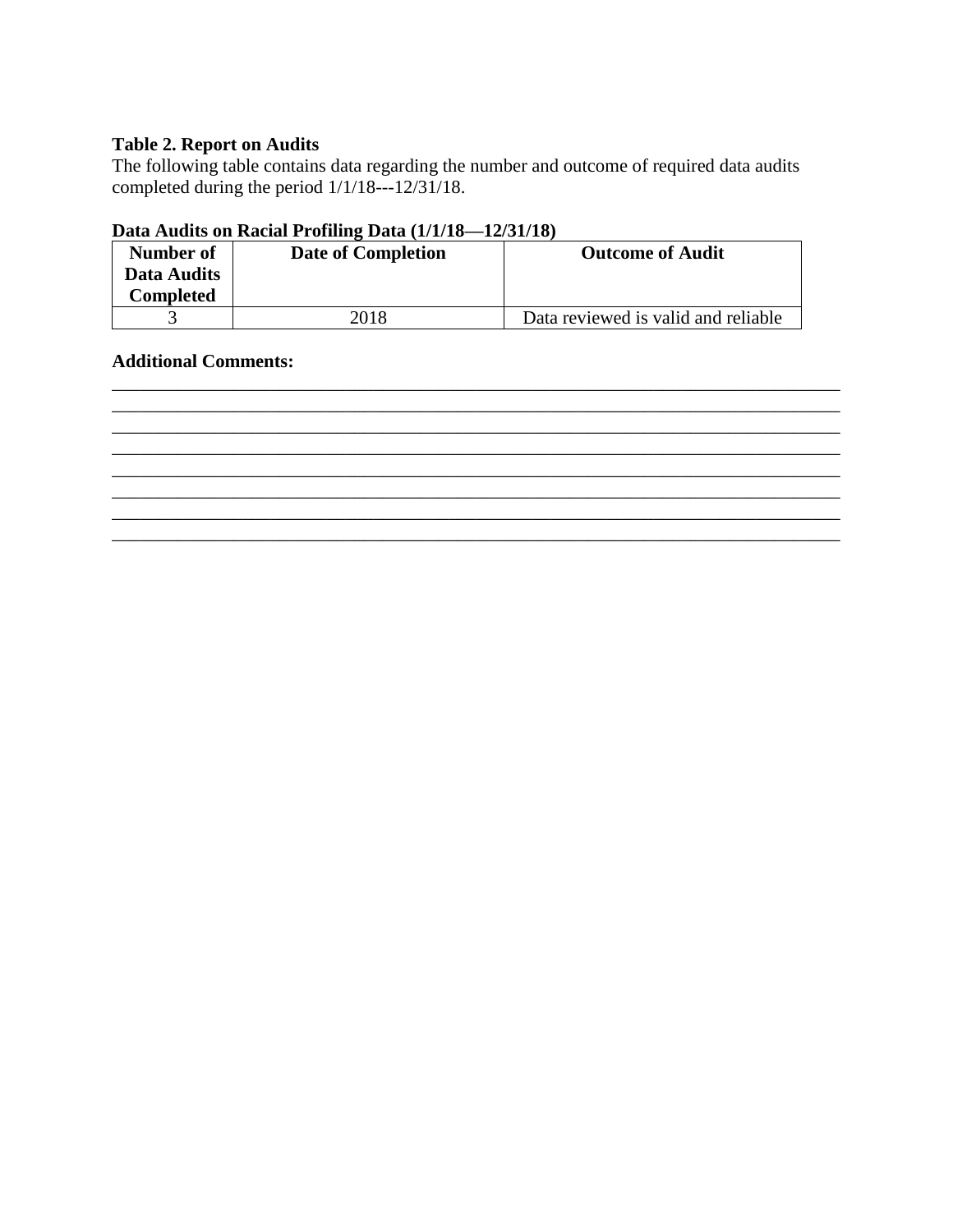**Table 2. Report on Audits**

The following table contains data regarding the number and outcome of required data audits completed during the period 1/1/18---12/31/18.

**Data Audits on Racial Profiling Data (1/1/18—12/31/18)**

| Number of Data Audits Completed | Date of Completion | Outcome of Audit |
|---|---|---|
| 3 | 2018 | Data reviewed is valid and reliable |

**Additional Comments:**

________________________________________________________________________________
________________________________________________________________________________
________________________________________________________________________________
________________________________________________________________________________
________________________________________________________________________________
________________________________________________________________________________
________________________________________________________________________________
________________________________________________________________________________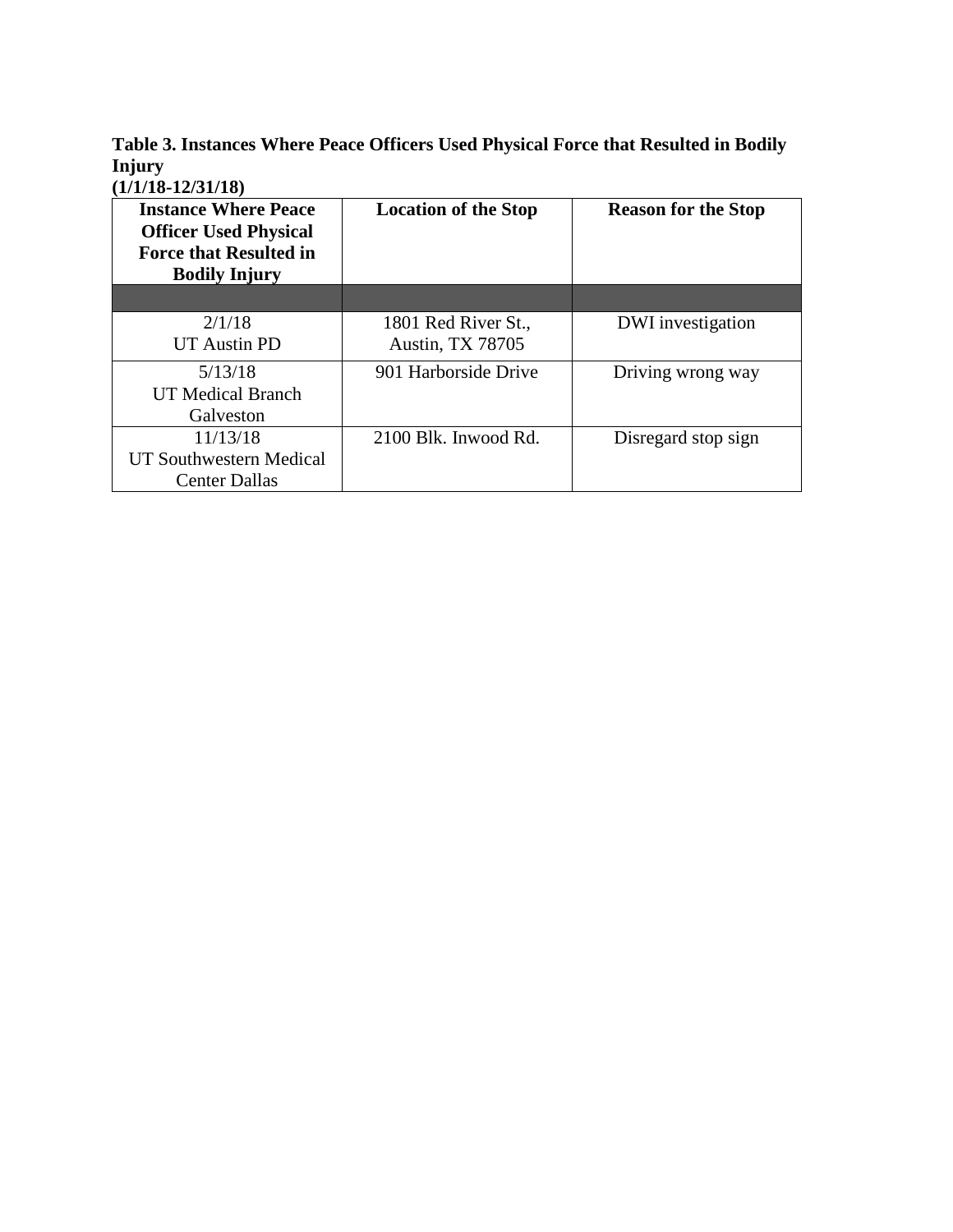**Table 3. Instances Where Peace Officers Used Physical Force that Resulted in Bodily Injury**
**(1/1/18-12/31/18)**

| Instance Where Peace Officer Used Physical Force that Resulted in Bodily Injury | Location of the Stop | Reason for the Stop |
|---|---|---|
| | | |
| 2/1/18 UT Austin PD | 1801 Red River St., Austin, TX 78705 | DWI investigation |
| 5/13/18 UT Medical Branch Galveston | 901 Harborside Drive | Driving wrong way |
| 11/13/18 UT Southwestern Medical Center Dallas | 2100 Blk. Inwood Rd. | Disregard stop sign |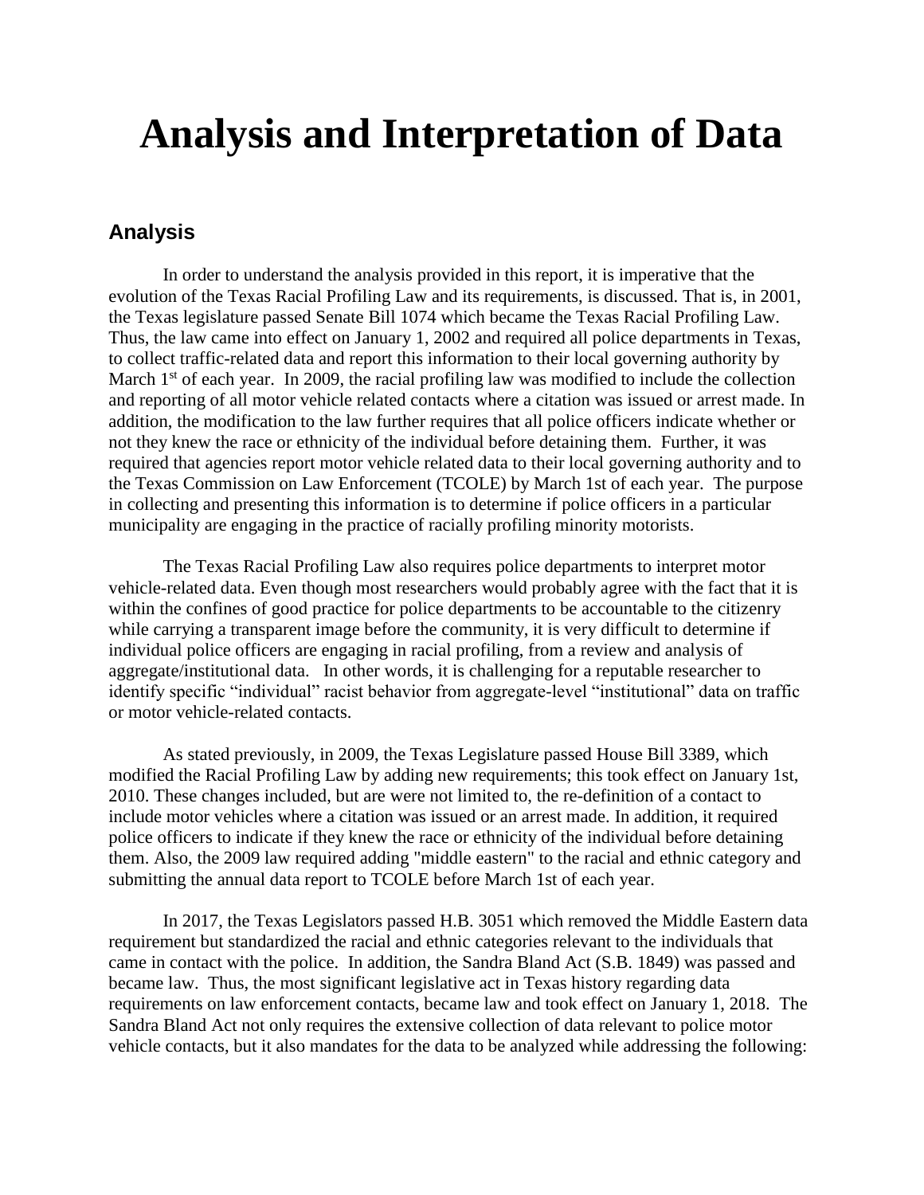# Analysis and Interpretation of Data

## Analysis

In order to understand the analysis provided in this report, it is imperative that the evolution of the Texas Racial Profiling Law and its requirements, is discussed. That is, in 2001, the Texas legislature passed Senate Bill 1074 which became the Texas Racial Profiling Law. Thus, the law came into effect on January 1, 2002 and required all police departments in Texas, to collect traffic-related data and report this information to their local governing authority by March 1st of each year. In 2009, the racial profiling law was modified to include the collection and reporting of all motor vehicle related contacts where a citation was issued or arrest made. In addition, the modification to the law further requires that all police officers indicate whether or not they knew the race or ethnicity of the individual before detaining them. Further, it was required that agencies report motor vehicle related data to their local governing authority and to the Texas Commission on Law Enforcement (TCOLE) by March 1st of each year. The purpose in collecting and presenting this information is to determine if police officers in a particular municipality are engaging in the practice of racially profiling minority motorists.

The Texas Racial Profiling Law also requires police departments to interpret motor vehicle-related data. Even though most researchers would probably agree with the fact that it is within the confines of good practice for police departments to be accountable to the citizenry while carrying a transparent image before the community, it is very difficult to determine if individual police officers are engaging in racial profiling, from a review and analysis of aggregate/institutional data. In other words, it is challenging for a reputable researcher to identify specific "individual" racist behavior from aggregate-level "institutional" data on traffic or motor vehicle-related contacts.

As stated previously, in 2009, the Texas Legislature passed House Bill 3389, which modified the Racial Profiling Law by adding new requirements; this took effect on January 1st, 2010. These changes included, but are were not limited to, the re-definition of a contact to include motor vehicles where a citation was issued or an arrest made. In addition, it required police officers to indicate if they knew the race or ethnicity of the individual before detaining them. Also, the 2009 law required adding "middle eastern" to the racial and ethnic category and submitting the annual data report to TCOLE before March 1st of each year.

In 2017, the Texas Legislators passed H.B. 3051 which removed the Middle Eastern data requirement but standardized the racial and ethnic categories relevant to the individuals that came in contact with the police. In addition, the Sandra Bland Act (S.B. 1849) was passed and became law. Thus, the most significant legislative act in Texas history regarding data requirements on law enforcement contacts, became law and took effect on January 1, 2018. The Sandra Bland Act not only requires the extensive collection of data relevant to police motor vehicle contacts, but it also mandates for the data to be analyzed while addressing the following: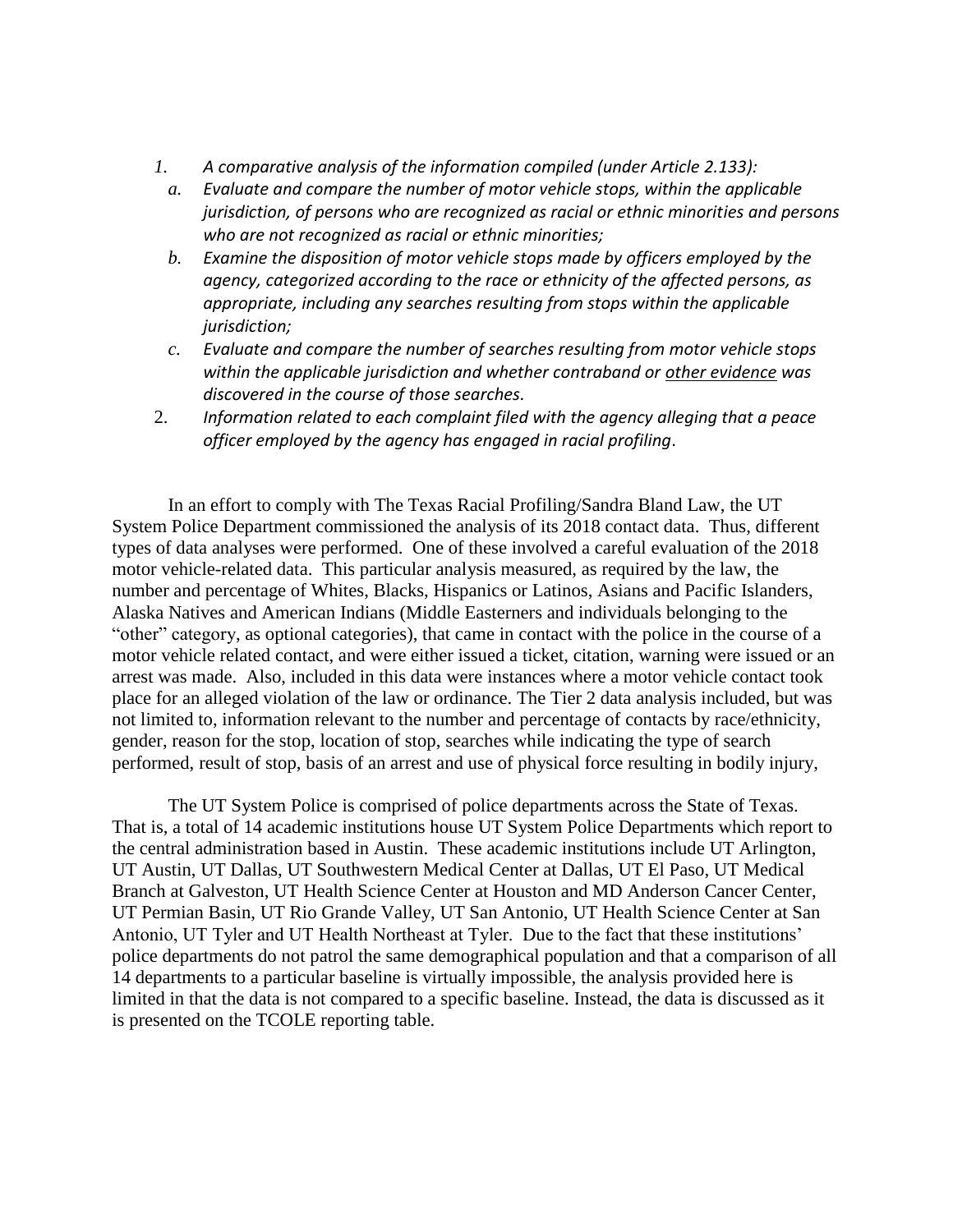1. *A comparative analysis of the information compiled (under Article 2.133):*
   a. *Evaluate and compare the number of motor vehicle stops, within the applicable jurisdiction, of persons who are recognized as racial or ethnic minorities and persons who are not recognized as racial or ethnic minorities;*
   b. *Examine the disposition of motor vehicle stops made by officers employed by the agency, categorized according to the race or ethnicity of the affected persons, as appropriate, including any searches resulting from stops within the applicable jurisdiction;*
   c. *Evaluate and compare the number of searches resulting from motor vehicle stops within the applicable jurisdiction and whether contraband or <u>other evidence</u> was discovered in the course of those searches.*
2. *Information related to each complaint filed with the agency alleging that a peace officer employed by the agency has engaged in racial profiling*.

In an effort to comply with The Texas Racial Profiling/Sandra Bland Law, the UT System Police Department commissioned the analysis of its 2018 contact data. Thus, different types of data analyses were performed. One of these involved a careful evaluation of the 2018 motor vehicle-related data. This particular analysis measured, as required by the law, the number and percentage of Whites, Blacks, Hispanics or Latinos, Asians and Pacific Islanders, Alaska Natives and American Indians (Middle Easterners and individuals belonging to the "other" category, as optional categories), that came in contact with the police in the course of a motor vehicle related contact, and were either issued a ticket, citation, warning were issued or an arrest was made. Also, included in this data were instances where a motor vehicle contact took place for an alleged violation of the law or ordinance. The Tier 2 data analysis included, but was not limited to, information relevant to the number and percentage of contacts by race/ethnicity, gender, reason for the stop, location of stop, searches while indicating the type of search performed, result of stop, basis of an arrest and use of physical force resulting in bodily injury,

The UT System Police is comprised of police departments across the State of Texas. That is, a total of 14 academic institutions house UT System Police Departments which report to the central administration based in Austin. These academic institutions include UT Arlington, UT Austin, UT Dallas, UT Southwestern Medical Center at Dallas, UT El Paso, UT Medical Branch at Galveston, UT Health Science Center at Houston and MD Anderson Cancer Center, UT Permian Basin, UT Rio Grande Valley, UT San Antonio, UT Health Science Center at San Antonio, UT Tyler and UT Health Northeast at Tyler. Due to the fact that these institutions' police departments do not patrol the same demographical population and that a comparison of all 14 departments to a particular baseline is virtually impossible, the analysis provided here is limited in that the data is not compared to a specific baseline. Instead, the data is discussed as it is presented on the TCOLE reporting table.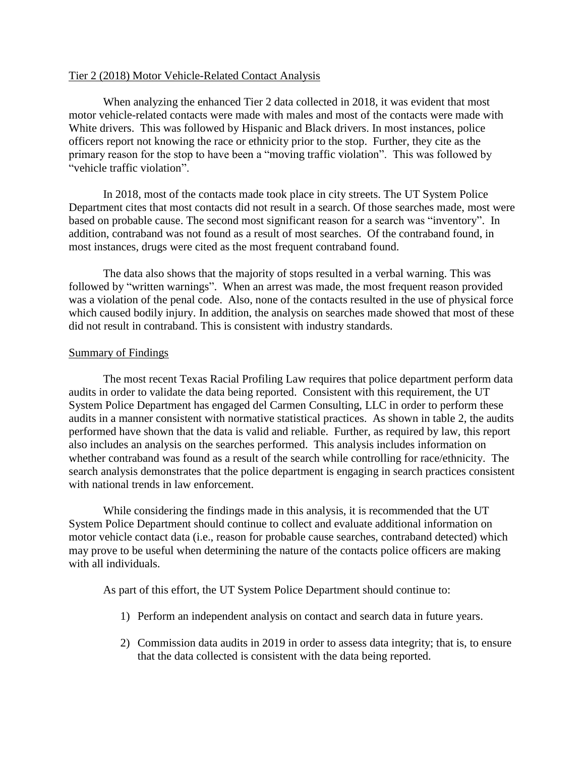Tier 2 (2018) Motor Vehicle-Related Contact Analysis

When analyzing the enhanced Tier 2 data collected in 2018, it was evident that most motor vehicle-related contacts were made with males and most of the contacts were made with White drivers. This was followed by Hispanic and Black drivers. In most instances, police officers report not knowing the race or ethnicity prior to the stop. Further, they cite as the primary reason for the stop to have been a "moving traffic violation". This was followed by "vehicle traffic violation".

In 2018, most of the contacts made took place in city streets. The UT System Police Department cites that most contacts did not result in a search. Of those searches made, most were based on probable cause. The second most significant reason for a search was "inventory". In addition, contraband was not found as a result of most searches. Of the contraband found, in most instances, drugs were cited as the most frequent contraband found.

The data also shows that the majority of stops resulted in a verbal warning. This was followed by "written warnings". When an arrest was made, the most frequent reason provided was a violation of the penal code. Also, none of the contacts resulted in the use of physical force which caused bodily injury. In addition, the analysis on searches made showed that most of these did not result in contraband. This is consistent with industry standards.

Summary of Findings

The most recent Texas Racial Profiling Law requires that police department perform data audits in order to validate the data being reported. Consistent with this requirement, the UT System Police Department has engaged del Carmen Consulting, LLC in order to perform these audits in a manner consistent with normative statistical practices. As shown in table 2, the audits performed have shown that the data is valid and reliable. Further, as required by law, this report also includes an analysis on the searches performed. This analysis includes information on whether contraband was found as a result of the search while controlling for race/ethnicity. The search analysis demonstrates that the police department is engaging in search practices consistent with national trends in law enforcement.

While considering the findings made in this analysis, it is recommended that the UT System Police Department should continue to collect and evaluate additional information on motor vehicle contact data (i.e., reason for probable cause searches, contraband detected) which may prove to be useful when determining the nature of the contacts police officers are making with all individuals.

As part of this effort, the UT System Police Department should continue to:

1) Perform an independent analysis on contact and search data in future years.

2) Commission data audits in 2019 in order to assess data integrity; that is, to ensure that the data collected is consistent with the data being reported.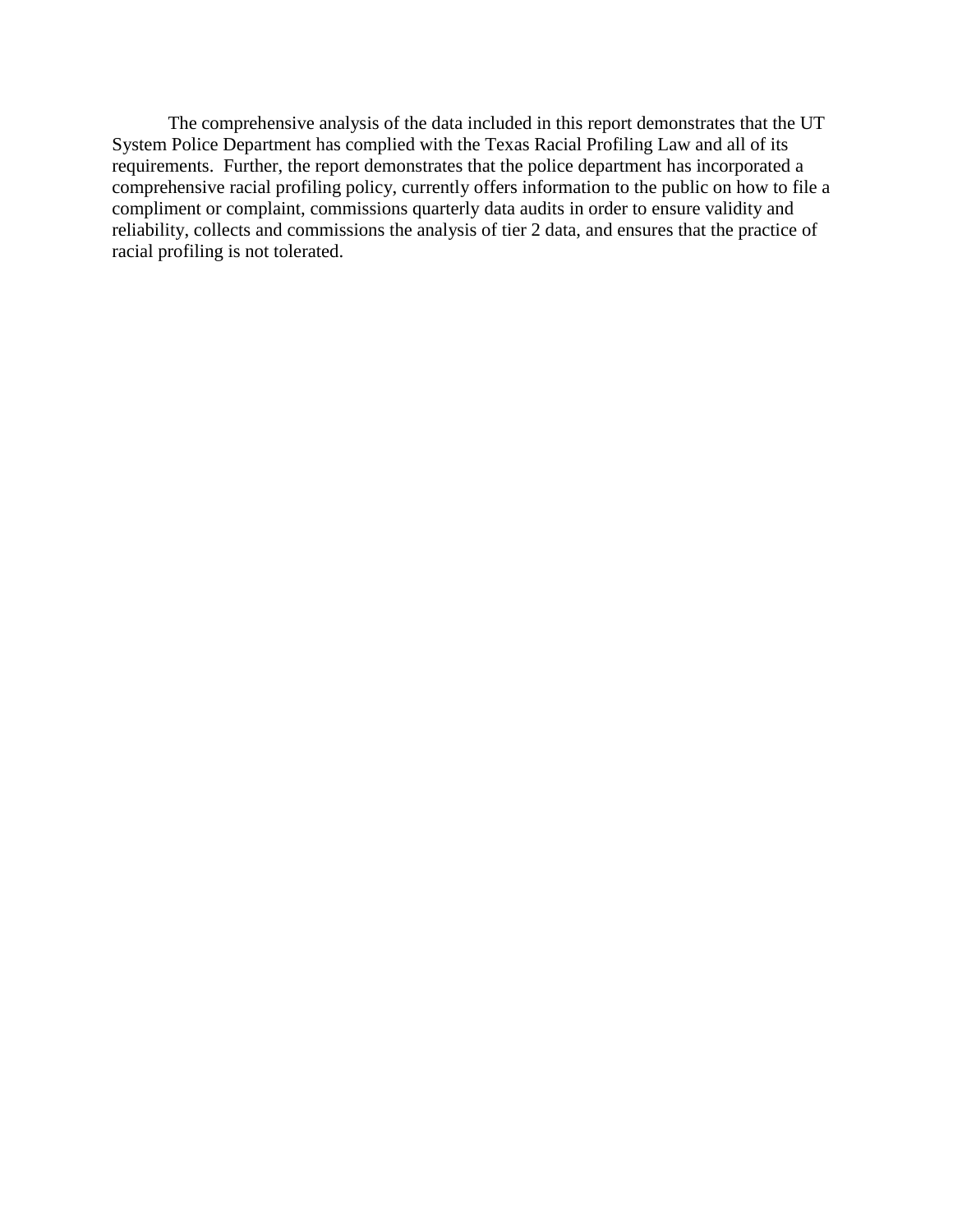The comprehensive analysis of the data included in this report demonstrates that the UT System Police Department has complied with the Texas Racial Profiling Law and all of its requirements. Further, the report demonstrates that the police department has incorporated a comprehensive racial profiling policy, currently offers information to the public on how to file a compliment or complaint, commissions quarterly data audits in order to ensure validity and reliability, collects and commissions the analysis of tier 2 data, and ensures that the practice of racial profiling is not tolerated.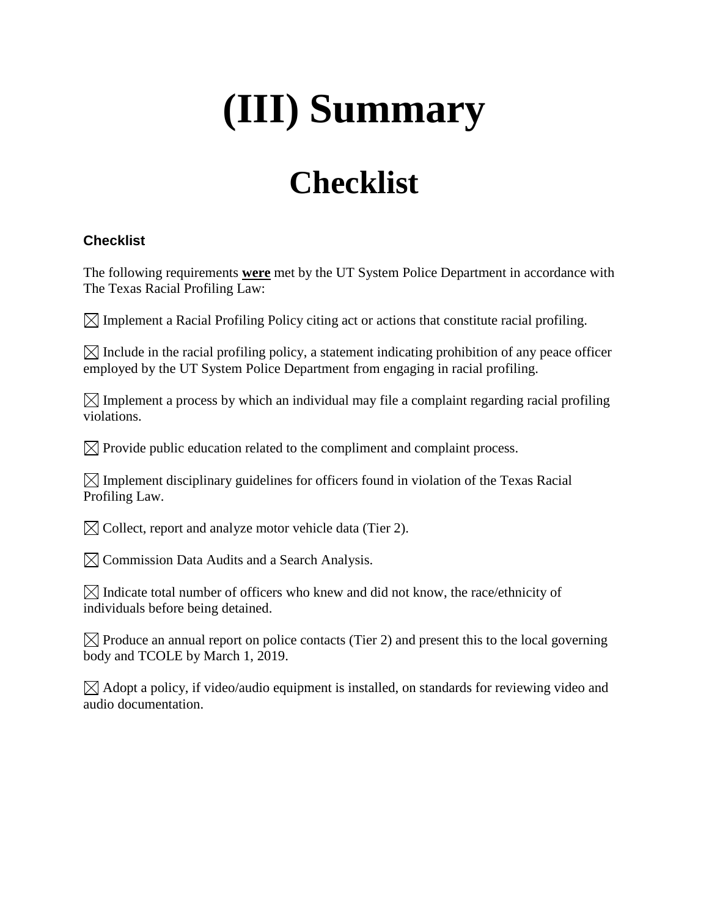# (III) Summary

# Checklist

### Checklist

The following requirements **were** met by the UT System Police Department in accordance with The Texas Racial Profiling Law:

☒ Implement a Racial Profiling Policy citing act or actions that constitute racial profiling.

☒ Include in the racial profiling policy, a statement indicating prohibition of any peace officer employed by the UT System Police Department from engaging in racial profiling.

☒ Implement a process by which an individual may file a complaint regarding racial profiling violations.

☒ Provide public education related to the compliment and complaint process.

☒ Implement disciplinary guidelines for officers found in violation of the Texas Racial Profiling Law.

☒ Collect, report and analyze motor vehicle data (Tier 2).

☒ Commission Data Audits and a Search Analysis.

☒ Indicate total number of officers who knew and did not know, the race/ethnicity of individuals before being detained.

☒ Produce an annual report on police contacts (Tier 2) and present this to the local governing body and TCOLE by March 1, 2019.

☒ Adopt a policy, if video/audio equipment is installed, on standards for reviewing video and audio documentation.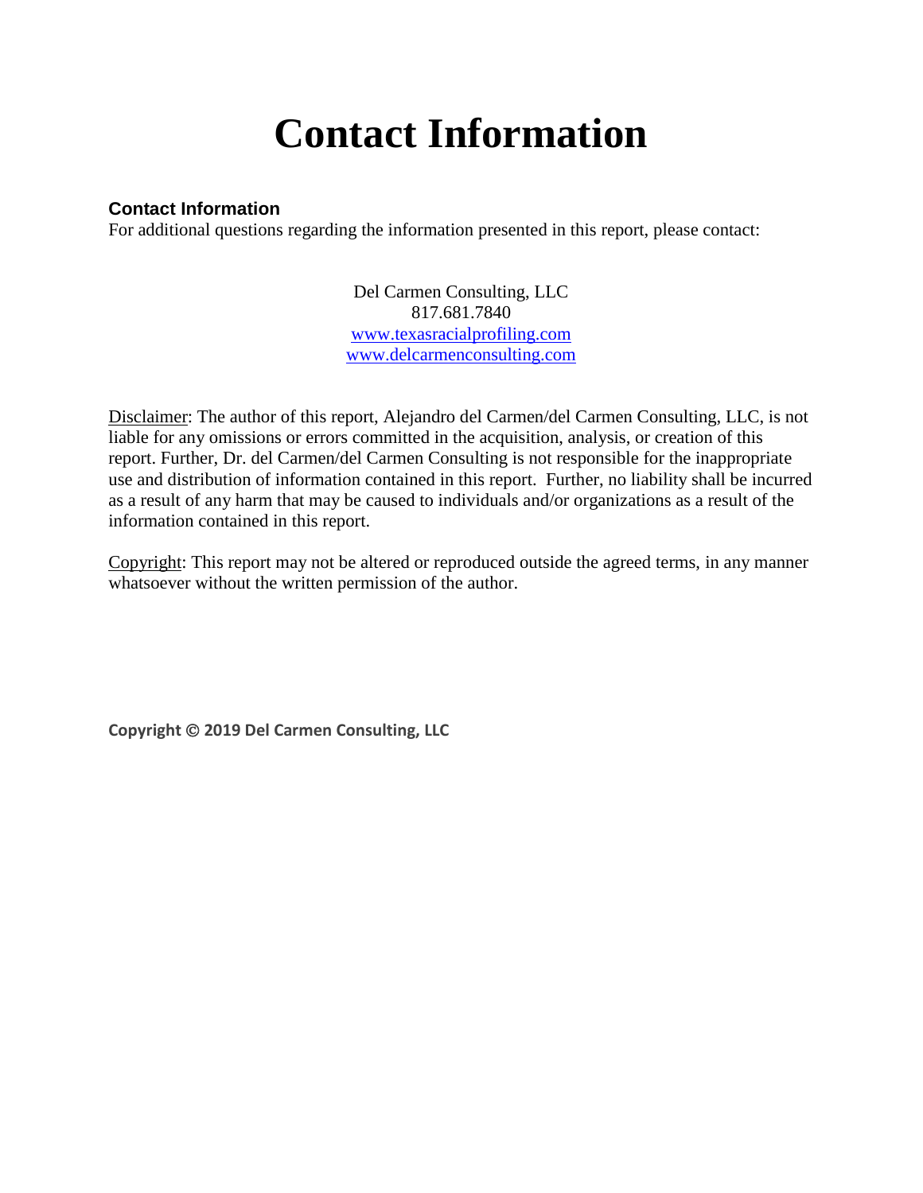# Contact Information

### Contact Information

For additional questions regarding the information presented in this report, please contact:

Del Carmen Consulting, LLC
817.681.7840
www.texasracialprofiling.com
www.delcarmenconsulting.com

Disclaimer: The author of this report, Alejandro del Carmen/del Carmen Consulting, LLC, is not liable for any omissions or errors committed in the acquisition, analysis, or creation of this report. Further, Dr. del Carmen/del Carmen Consulting is not responsible for the inappropriate use and distribution of information contained in this report. Further, no liability shall be incurred as a result of any harm that may be caused to individuals and/or organizations as a result of the information contained in this report.

Copyright: This report may not be altered or reproduced outside the agreed terms, in any manner whatsoever without the written permission of the author.

**Copyright © 2019 Del Carmen Consulting, LLC**